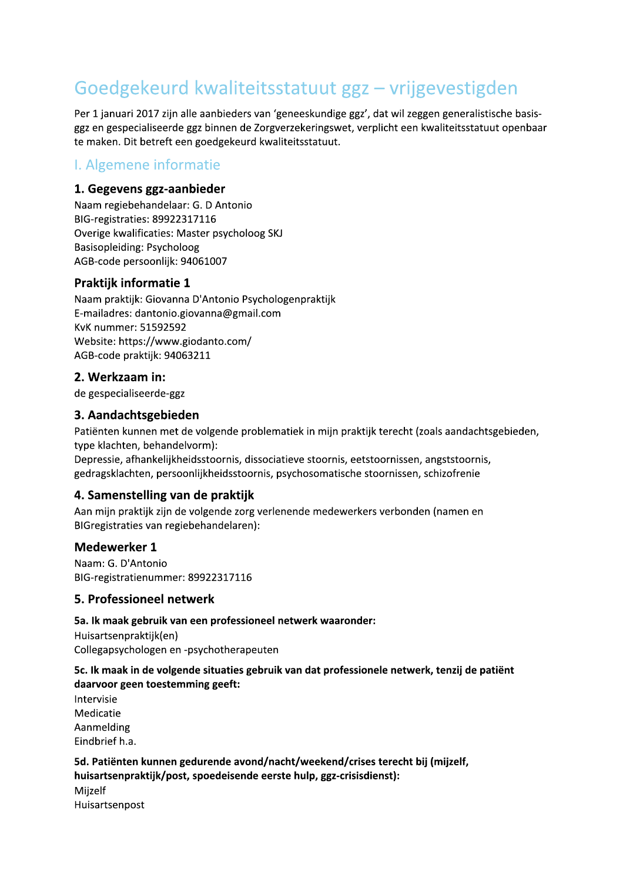# Goedgekeurd kwaliteitsstatuut ggz – vrijgevestigden

Per 1 januari 2017 zijn alle aanbieders van 'geneeskundige ggz', dat wil zeggen generalistische basis-ggz en gespecialiseerde ggz binnen de Zorgverzekeringswet, verplicht een kwaliteitsstatuut openbaar te maken. Dit betreft een goedgekeurd kwaliteitsstatuut.

## I. Algemene informatie

### 1. Gegevens ggz-aanbieder

Naam regiebehandelaar: G. D Antonio
BIG-registraties: 89922317116
Overige kwalificaties: Master psycholoog SKJ
Basisopleiding: Psycholoog
AGB-code persoonlijk: 94061007

### Praktijk informatie 1

Naam praktijk: Giovanna D'Antonio Psychologenpraktijk
E-mailadres: dantonio.giovanna@gmail.com
KvK nummer: 51592592
Website: https://www.giodanto.com/
AGB-code praktijk: 94063211

### 2. Werkzaam in:

de gespecialiseerde-ggz

### 3. Aandachtsgebieden

Patiënten kunnen met de volgende problematiek in mijn praktijk terecht (zoals aandachtsgebieden, type klachten, behandelvorm):
Depressie, afhankelijkheidsstoornis, dissociatieve stoornis, eetstoornissen, angststoornis, gedragsklachten, persoonlijkheidsstoornis, psychosomatische stoornissen, schizofrenie

### 4. Samenstelling van de praktijk

Aan mijn praktijk zijn de volgende zorg verlenende medewerkers verbonden (namen en BIGregistraties van regiebehandelaren):

### Medewerker 1

Naam: G. D'Antonio
BIG-registratienummer: 89922317116

### 5. Professioneel netwerk

**5a. Ik maak gebruik van een professioneel netwerk waaronder:**

Huisartsenpraktijk(en)
Collegapsychologen en -psychotherapeuten

**5c. Ik maak in de volgende situaties gebruik van dat professionele netwerk, tenzij de patiënt daarvoor geen toestemming geeft:**

Intervisie
Medicatie
Aanmelding
Eindbrief h.a.

**5d. Patiënten kunnen gedurende avond/nacht/weekend/crises terecht bij (mijzelf, huisartsenpraktijk/post, spoedeisende eerste hulp, ggz-crisisdienst):**

Mijzelf
Huisartsenpost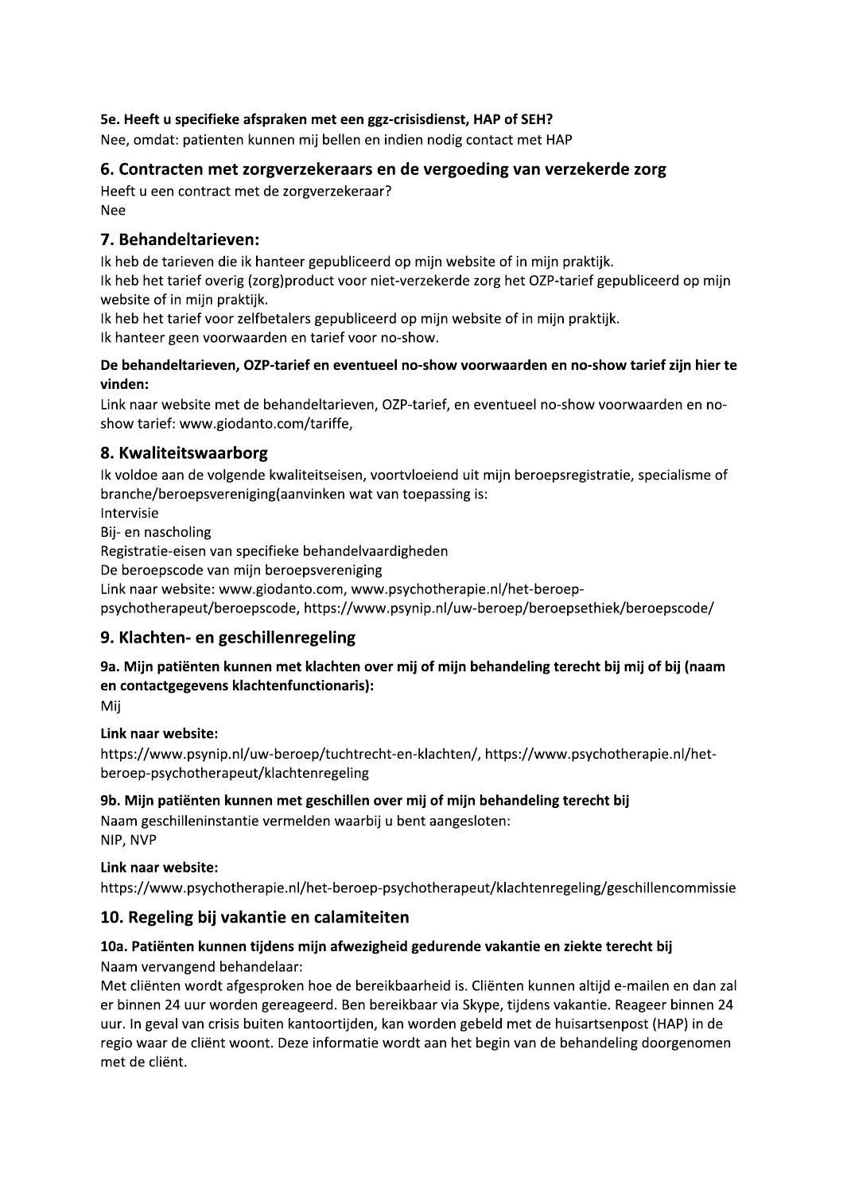### 5e. Heeft u specifieke afspraken met een ggz-crisisdienst, HAP of SEH?

Nee, omdat: patienten kunnen mij bellen en indien nodig contact met HAP

## 6. Contracten met zorgverzekeraars en de vergoeding van verzekerde zorg

Heeft u een contract met de zorgverzekeraar?
Nee

## 7. Behandeltarieven:

Ik heb de tarieven die ik hanteer gepubliceerd op mijn website of in mijn praktijk.
Ik heb het tarief overig (zorg)product voor niet-verzekerde zorg het OZP-tarief gepubliceerd op mijn website of in mijn praktijk.
Ik heb het tarief voor zelfbetalers gepubliceerd op mijn website of in mijn praktijk.
Ik hanteer geen voorwaarden en tarief voor no-show.

### De behandeltarieven, OZP-tarief en eventueel no-show voorwaarden en no-show tarief zijn hier te vinden:

Link naar website met de behandeltarieven, OZP-tarief, en eventueel no-show voorwaarden en no-show tarief: www.giodanto.com/tariffe,

## 8. Kwaliteitswaarborg

Ik voldoe aan de volgende kwaliteitseisen, voortvloeiend uit mijn beroepsregistratie, specialisme of branche/beroepsvereniging(aanvinken wat van toepassing is:
Intervisie
Bij- en nascholing
Registratie-eisen van specifieke behandelvaardigheden
De beroepscode van mijn beroepsvereniging
Link naar website: www.giodanto.com, www.psychotherapie.nl/het-beroep-psychotherapeut/beroepscode, https://www.psynip.nl/uw-beroep/beroepsethiek/beroepscode/

## 9. Klachten- en geschillenregeling

### 9a. Mijn patiënten kunnen met klachten over mij of mijn behandeling terecht bij mij of bij (naam en contactgegevens klachtenfunctionaris):

Mij

### Link naar website:

https://www.psynip.nl/uw-beroep/tuchtrecht-en-klachten/, https://www.psychotherapie.nl/het-beroep-psychotherapeut/klachtenregeling

### 9b. Mijn patiënten kunnen met geschillen over mij of mijn behandeling terecht bij

Naam geschilleninstantie vermelden waarbij u bent aangesloten:
NIP, NVP

### Link naar website:

https://www.psychotherapie.nl/het-beroep-psychotherapeut/klachtenregeling/geschillencommissie

## 10. Regeling bij vakantie en calamiteiten

### 10a. Patiënten kunnen tijdens mijn afwezigheid gedurende vakantie en ziekte terecht bij

Naam vervangend behandelaar:
Met cliënten wordt afgesproken hoe de bereikbaarheid is. Cliënten kunnen altijd e-mailen en dan zal er binnen 24 uur worden gereageerd. Ben bereikbaar via Skype, tijdens vakantie. Reageer binnen 24 uur. In geval van crisis buiten kantoortijden, kan worden gebeld met de huisartsenpost (HAP) in de regio waar de cliënt woont. Deze informatie wordt aan het begin van de behandeling doorgenomen met de cliënt.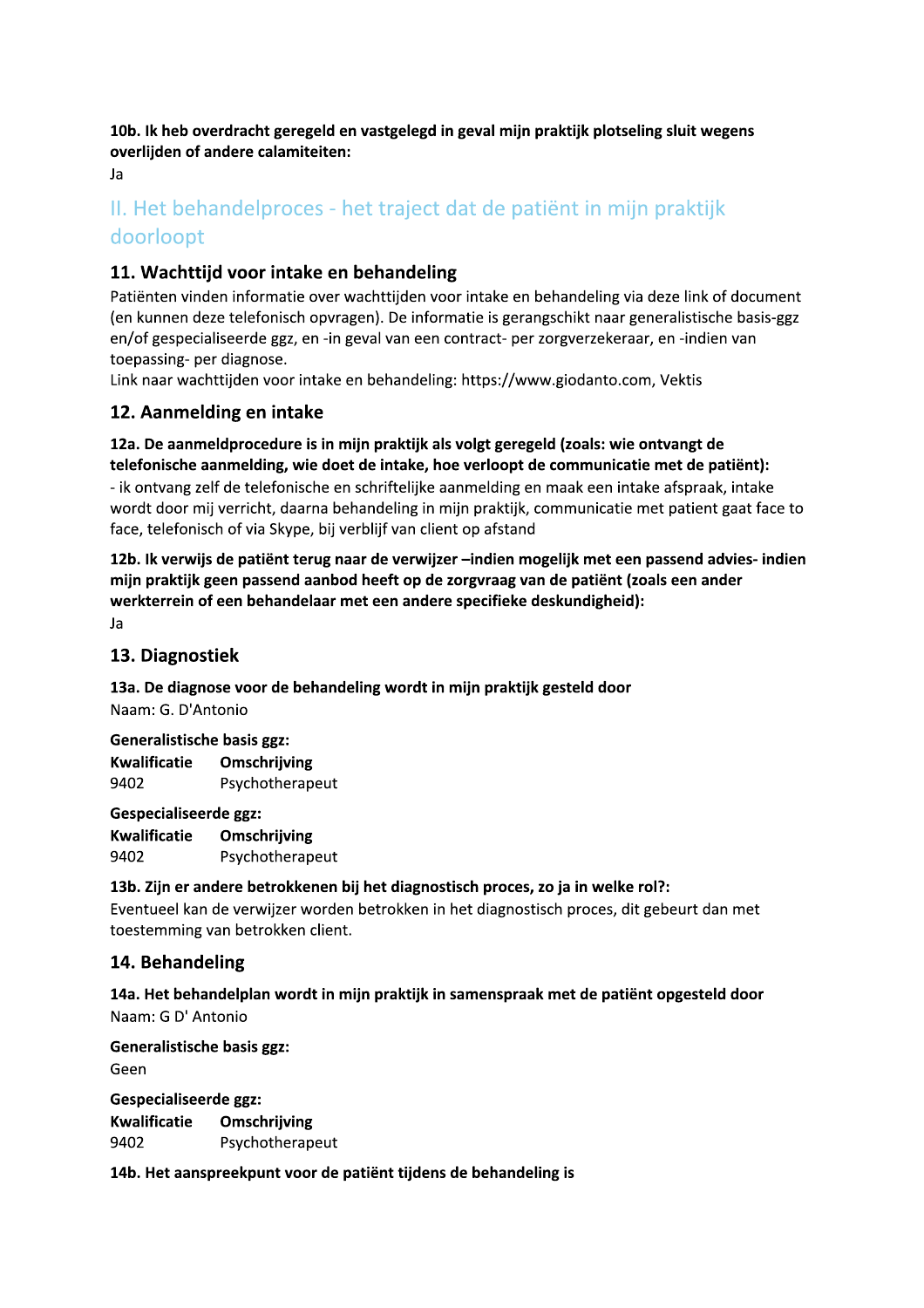**10b. Ik heb overdracht geregeld en vastgelegd in geval mijn praktijk plotseling sluit wegens overlijden of andere calamiteiten:**
Ja

# II. Het behandelproces - het traject dat de patiënt in mijn praktijk doorloopt

## 11. Wachttijd voor intake en behandeling

Patiënten vinden informatie over wachttijden voor intake en behandeling via deze link of document (en kunnen deze telefonisch opvragen). De informatie is gerangschikt naar generalistische basis-ggz en/of gespecialiseerde ggz, en -in geval van een contract- per zorgverzekeraar, en -indien van toepassing- per diagnose.
Link naar wachttijden voor intake en behandeling: https://www.giodanto.com, Vektis

## 12. Aanmelding en intake

**12a. De aanmeldprocedure is in mijn praktijk als volgt geregeld (zoals: wie ontvangt de telefonische aanmelding, wie doet de intake, hoe verloopt de communicatie met de patiënt):**
- ik ontvang zelf de telefonische en schriftelijke aanmelding en maak een intake afspraak, intake wordt door mij verricht, daarna behandeling in mijn praktijk, communicatie met patient gaat face to face, telefonisch of via Skype, bij verblijf van client op afstand

**12b. Ik verwijs de patiënt terug naar de verwijzer –indien mogelijk met een passend advies- indien mijn praktijk geen passend aanbod heeft op de zorgvraag van de patiënt (zoals een ander werkterrein of een behandelaar met een andere specifieke deskundigheid):**
Ja

## 13. Diagnostiek

**13a. De diagnose voor de behandeling wordt in mijn praktijk gesteld door**
Naam: G. D'Antonio

**Generalistische basis ggz:**

| Kwalificatie | Omschrijving |
|---|---|
| 9402 | Psychotherapeut |

**Gespecialiseerde ggz:**

| Kwalificatie | Omschrijving |
|---|---|
| 9402 | Psychotherapeut |

**13b. Zijn er andere betrokkenen bij het diagnostisch proces, zo ja in welke rol?:**
Eventueel kan de verwijzer worden betrokken in het diagnostisch proces, dit gebeurt dan met toestemming van betrokken client.

## 14. Behandeling

**14a. Het behandelplan wordt in mijn praktijk in samenspraak met de patiënt opgesteld door**
Naam: G D' Antonio

**Generalistische basis ggz:**
Geen

**Gespecialiseerde ggz:**

| Kwalificatie | Omschrijving |
|---|---|
| 9402 | Psychotherapeut |

**14b. Het aanspreekpunt voor de patiënt tijdens de behandeling is**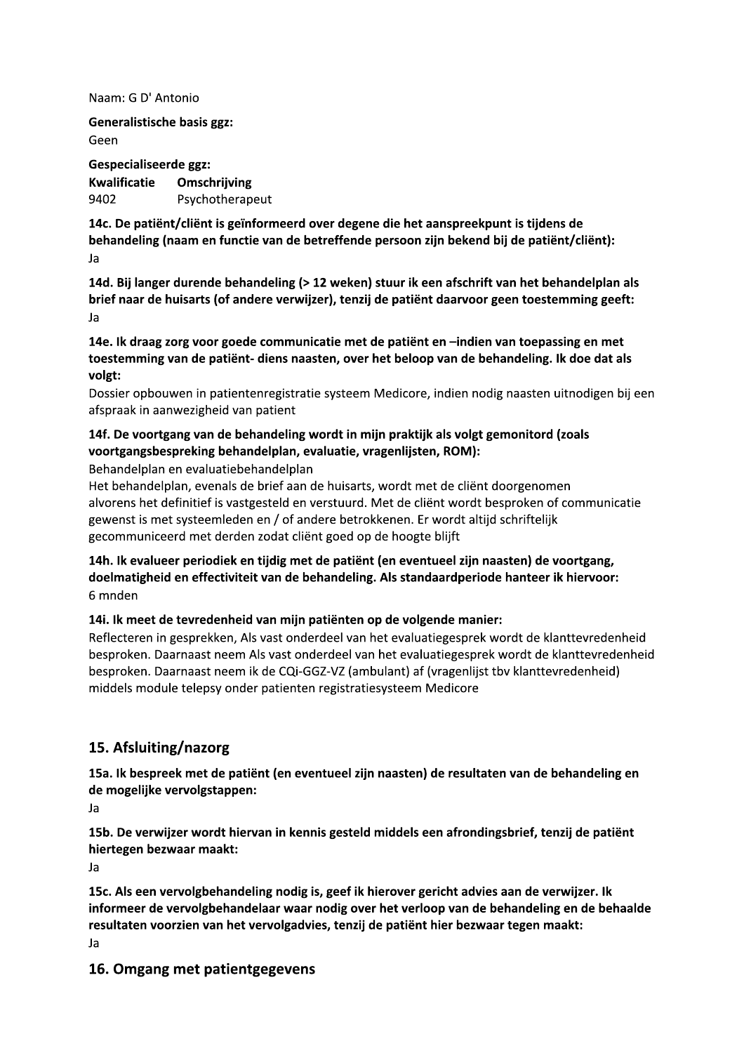Naam: G D' Antonio

**Generalistische basis ggz:**
Geen

**Gespecialiseerde ggz:**

| **Kwalificatie** | **Omschrijving** |
|---|---|
| 9402 | Psychotherapeut |

**14c. De patiënt/cliënt is geïnformeerd over degene die het aanspreekpunt is tijdens de behandeling (naam en functie van de betreffende persoon zijn bekend bij de patiënt/cliënt):**
Ja

**14d. Bij langer durende behandeling (> 12 weken) stuur ik een afschrift van het behandelplan als brief naar de huisarts (of andere verwijzer), tenzij de patiënt daarvoor geen toestemming geeft:**
Ja

**14e. Ik draag zorg voor goede communicatie met de patiënt en –indien van toepassing en met toestemming van de patiënt- diens naasten, over het beloop van de behandeling. Ik doe dat als volgt:**
Dossier opbouwen in patientenregistratie systeem Medicore, indien nodig naasten uitnodigen bij een afspraak in aanwezigheid van patient

**14f. De voortgang van de behandeling wordt in mijn praktijk als volgt gemonitord (zoals voortgangsbespreking behandelplan, evaluatie, vragenlijsten, ROM):**
Behandelplan en evaluatiebehandelplan
Het behandelplan, evenals de brief aan de huisarts, wordt met de cliënt doorgenomen alvorens het definitief is vastgesteld en verstuurd. Met de cliënt wordt besproken of communicatie gewenst is met systeemleden en / of andere betrokkenen. Er wordt altijd schriftelijk gecommuniceerd met derden zodat cliënt goed op de hoogte blijft

**14h. Ik evalueer periodiek en tijdig met de patiënt (en eventueel zijn naasten) de voortgang, doelmatigheid en effectiviteit van de behandeling. Als standaardperiode hanteer ik hiervoor:**
6 mnden

**14i. Ik meet de tevredenheid van mijn patiënten op de volgende manier:**
Reflecteren in gesprekken, Als vast onderdeel van het evaluatiegesprek wordt de klanttevredenheid besproken. Daarnaast neem Als vast onderdeel van het evaluatiegesprek wordt de klanttevredenheid besproken. Daarnaast neem ik de CQi-GGZ-VZ (ambulant) af (vragenlijst tbv klanttevredenheid) middels module telepsy onder patienten registratiesysteem Medicore

## 15. Afsluiting/nazorg

**15a. Ik bespreek met de patiënt (en eventueel zijn naasten) de resultaten van de behandeling en de mogelijke vervolgstappen:**
Ja

**15b. De verwijzer wordt hiervan in kennis gesteld middels een afrondingsbrief, tenzij de patiënt hiertegen bezwaar maakt:**
Ja

**15c. Als een vervolgbehandeling nodig is, geef ik hierover gericht advies aan de verwijzer. Ik informeer de vervolgbehandelaar waar nodig over het verloop van de behandeling en de behaalde resultaten voorzien van het vervolgadvies, tenzij de patiënt hier bezwaar tegen maakt:**
Ja

## 16. Omgang met patientgegevens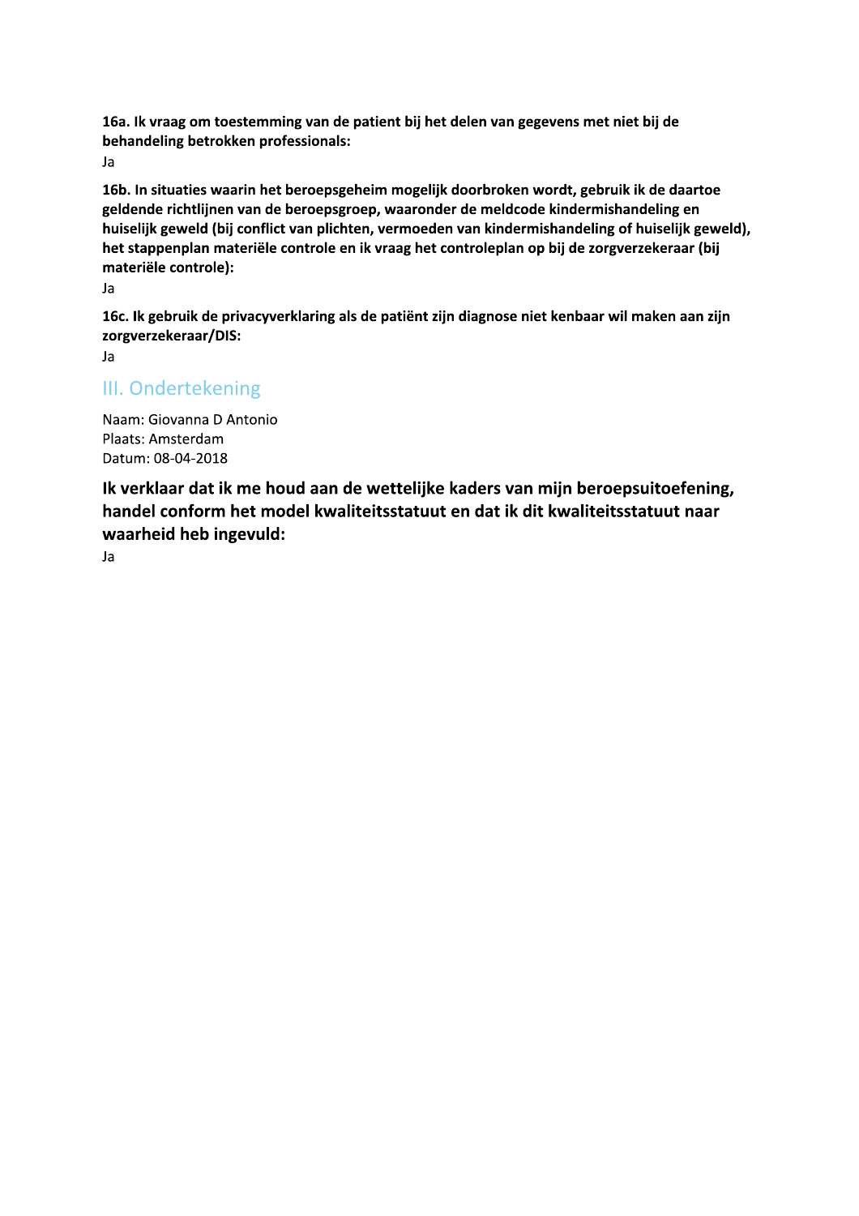**16a. Ik vraag om toestemming van de patient bij het delen van gegevens met niet bij de behandeling betrokken professionals:**

Ja

**16b. In situaties waarin het beroepsgeheim mogelijk doorbroken wordt, gebruik ik de daartoe geldende richtlijnen van de beroepsgroep, waaronder de meldcode kindermishandeling en huiselijk geweld (bij conflict van plichten, vermoeden van kindermishandeling of huiselijk geweld), het stappenplan materiële controle en ik vraag het controleplan op bij de zorgverzekeraar (bij materiële controle):**

Ja

**16c. Ik gebruik de privacyverklaring als de patiënt zijn diagnose niet kenbaar wil maken aan zijn zorgverzekeraar/DIS:**

Ja

## III. Ondertekening

Naam: Giovanna D Antonio
Plaats: Amsterdam
Datum: 08-04-2018

### Ik verklaar dat ik me houd aan de wettelijke kaders van mijn beroepsuitoefening, handel conform het model kwaliteitsstatuut en dat ik dit kwaliteitsstatuut naar waarheid heb ingevuld:

Ja